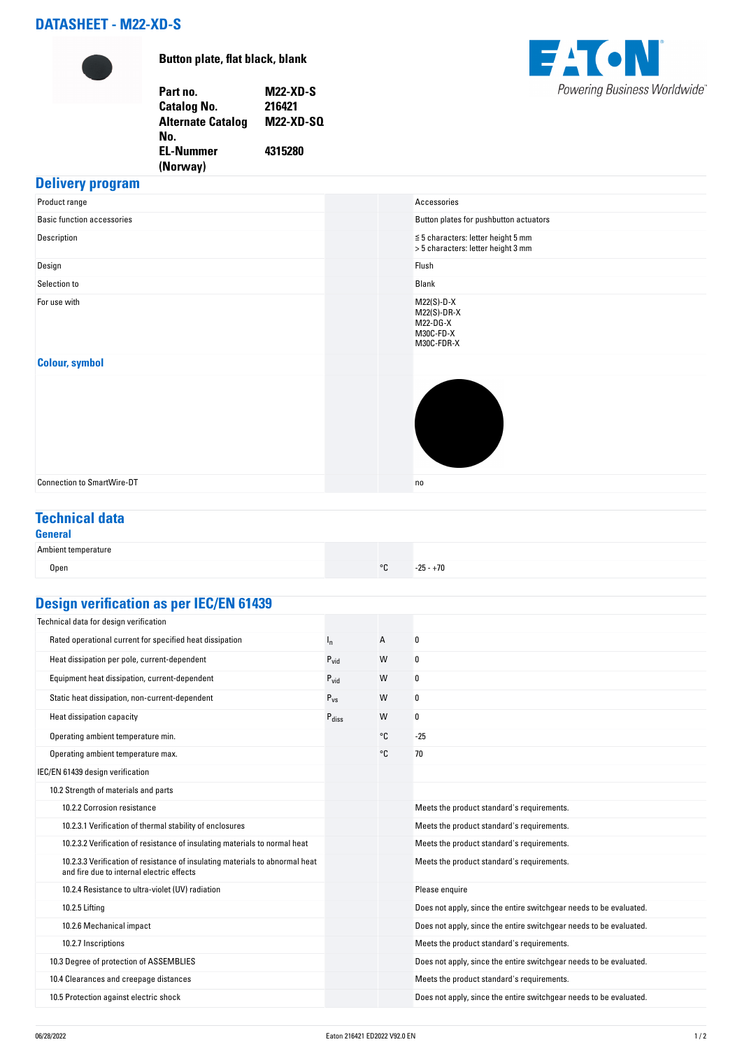# DATASHEET - M22-XD-S

**Button plate, flat black, blank**

| | |
|---|---|
| **Part no.** | **M22-XD-S** |
| **Catalog No.** | **216421** |
| **Alternate Catalog No.** | **M22-XD-SQ** |
| **EL-Nummer (Norway)** | **4315280** |

## Delivery program

| | | | |
|---|---|---|---|
| Product range | | | Accessories |
| Basic function accessories | | | Button plates for pushbutton actuators |
| Description | | | ≦ 5 characters: letter height 5 mm<br>> 5 characters: letter height 3 mm |
| Design | | | Flush |
| Selection to | | | Blank |
| For use with | | | M22(S)-D-X<br>M22(S)-DR-X<br>M22-DG-X<br>M30C-FD-X<br>M30C-FDR-X |
| **Colour, symbol** | | | |
| Connection to SmartWire-DT | | | no |

## Technical data

### General

| | | | |
|---|---|---|---|
| Ambient temperature | | | |
| Open | | °C | -25 - +70 |

## Design verification as per IEC/EN 61439

| | | | |
|---|---|---|---|
| Technical data for design verification | | | |
| Rated operational current for specified heat dissipation | $I_n$ | A | 0 |
| Heat dissipation per pole, current-dependent | $P_{vid}$ | W | 0 |
| Equipment heat dissipation, current-dependent | $P_{vid}$ | W | 0 |
| Static heat dissipation, non-current-dependent | $P_{vs}$ | W | 0 |
| Heat dissipation capacity | $P_{diss}$ | W | 0 |
| Operating ambient temperature min. | | °C | -25 |
| Operating ambient temperature max. | | °C | 70 |
| IEC/EN 61439 design verification | | | |
| 10.2 Strength of materials and parts | | | |
| 10.2.2 Corrosion resistance | | | Meets the product standard's requirements. |
| 10.2.3.1 Verification of thermal stability of enclosures | | | Meets the product standard's requirements. |
| 10.2.3.2 Verification of resistance of insulating materials to normal heat | | | Meets the product standard's requirements. |
| 10.2.3.3 Verification of resistance of insulating materials to abnormal heat and fire due to internal electric effects | | | Meets the product standard's requirements. |
| 10.2.4 Resistance to ultra-violet (UV) radiation | | | Please enquire |
| 10.2.5 Lifting | | | Does not apply, since the entire switchgear needs to be evaluated. |
| 10.2.6 Mechanical impact | | | Does not apply, since the entire switchgear needs to be evaluated. |
| 10.2.7 Inscriptions | | | Meets the product standard's requirements. |
| 10.3 Degree of protection of ASSEMBLIES | | | Does not apply, since the entire switchgear needs to be evaluated. |
| 10.4 Clearances and creepage distances | | | Meets the product standard's requirements. |
| 10.5 Protection against electric shock | | | Does not apply, since the entire switchgear needs to be evaluated. |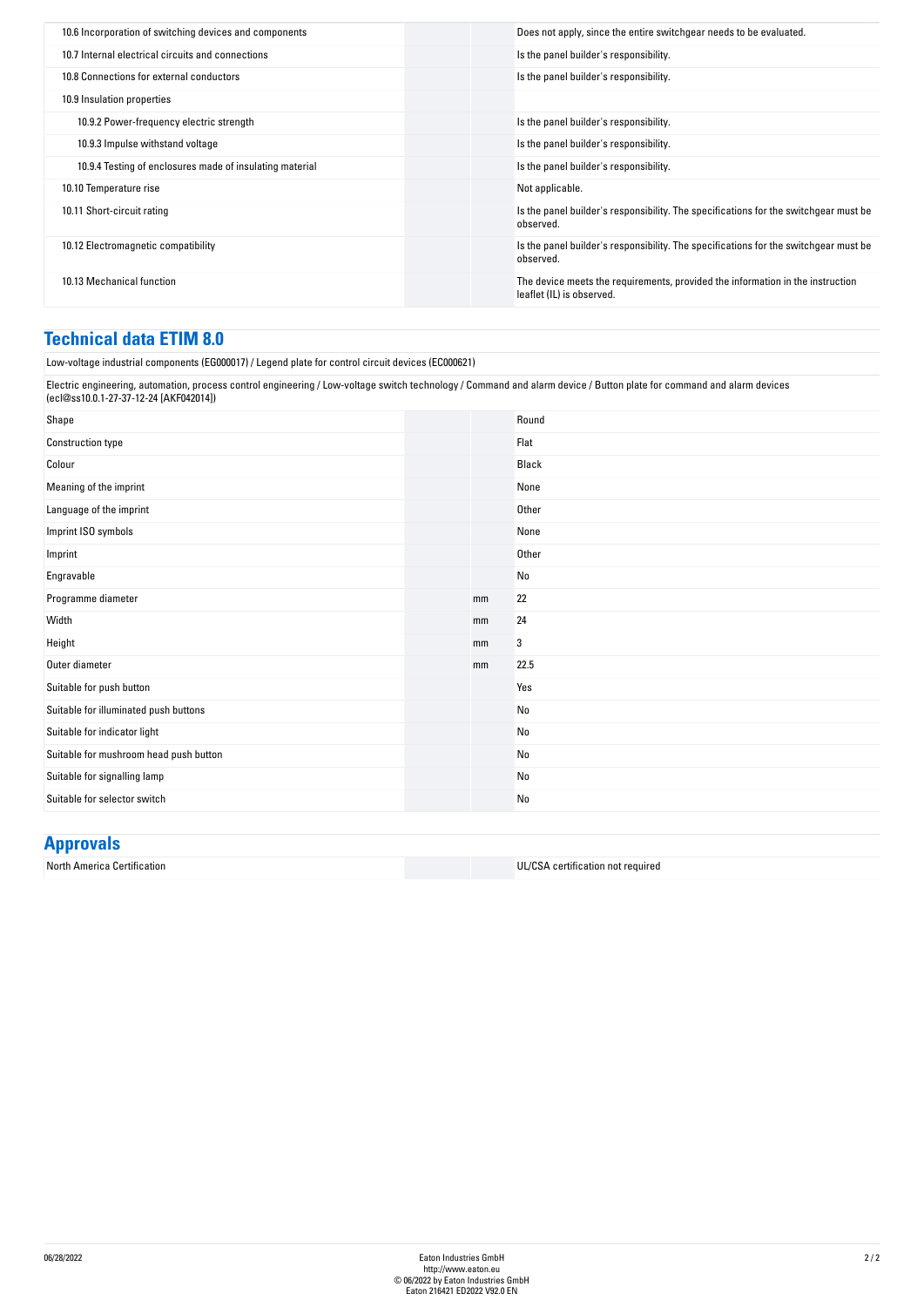| | | | |
|---|---|---|---|
| 10.6 Incorporation of switching devices and components | | | Does not apply, since the entire switchgear needs to be evaluated. |
| 10.7 Internal electrical circuits and connections | | | Is the panel builder's responsibility. |
| 10.8 Connections for external conductors | | | Is the panel builder's responsibility. |
| 10.9 Insulation properties | | | |
| 10.9.2 Power-frequency electric strength | | | Is the panel builder's responsibility. |
| 10.9.3 Impulse withstand voltage | | | Is the panel builder's responsibility. |
| 10.9.4 Testing of enclosures made of insulating material | | | Is the panel builder's responsibility. |
| 10.10 Temperature rise | | | Not applicable. |
| 10.11 Short-circuit rating | | | Is the panel builder's responsibility. The specifications for the switchgear must be observed. |
| 10.12 Electromagnetic compatibility | | | Is the panel builder's responsibility. The specifications for the switchgear must be observed. |
| 10.13 Mechanical function | | | The device meets the requirements, provided the information in the instruction leaflet (IL) is observed. |

## Technical data ETIM 8.0

Low-voltage industrial components (EG000017) / Legend plate for control circuit devices (EC000621)

Electric engineering, automation, process control engineering / Low-voltage switch technology / Command and alarm device / Button plate for command and alarm devices (ecl@ss10.0.1-27-37-12-24 [AKF042014])

| | | | |
|---|---|---|---|
| Shape | | | Round |
| Construction type | | | Flat |
| Colour | | | Black |
| Meaning of the imprint | | | None |
| Language of the imprint | | | Other |
| Imprint ISO symbols | | | None |
| Imprint | | | Other |
| Engravable | | | No |
| Programme diameter | | mm | 22 |
| Width | | mm | 24 |
| Height | | mm | 3 |
| Outer diameter | | mm | 22.5 |
| Suitable for push button | | | Yes |
| Suitable for illuminated push buttons | | | No |
| Suitable for indicator light | | | No |
| Suitable for mushroom head push button | | | No |
| Suitable for signalling lamp | | | No |
| Suitable for selector switch | | | No |

## Approvals

| | | | |
|---|---|---|---|
| North America Certification | | | UL/CSA certification not required |

06/28/2022

Eaton Industries GmbH
http://www.eaton.eu
© 06/2022 by Eaton Industries GmbH
Eaton 216421 ED2022 V92.0 EN